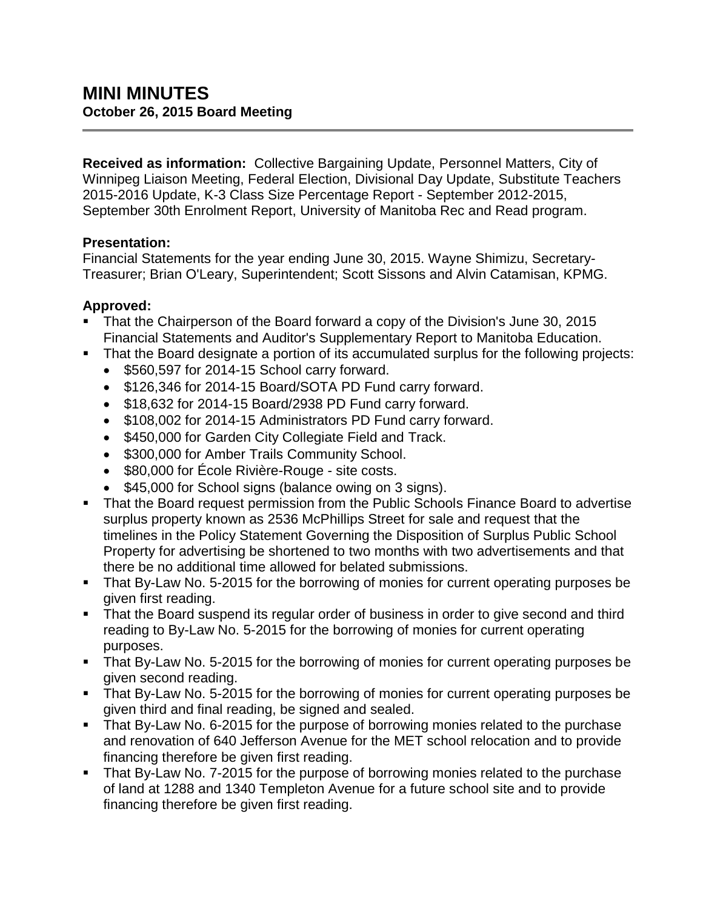# MINI MINUTES

**October 26, 2015 Board Meeting**

---

**Received as information:** Collective Bargaining Update, Personnel Matters, City of Winnipeg Liaison Meeting, Federal Election, Divisional Day Update, Substitute Teachers 2015-2016 Update, K-3 Class Size Percentage Report - September 2012-2015, September 30th Enrolment Report, University of Manitoba Rec and Read program.

**Presentation:**
Financial Statements for the year ending June 30, 2015. Wayne Shimizu, Secretary-Treasurer; Brian O'Leary, Superintendent; Scott Sissons and Alvin Catamisan, KPMG.

**Approved:**

- That the Chairperson of the Board forward a copy of the Division's June 30, 2015 Financial Statements and Auditor's Supplementary Report to Manitoba Education.
- That the Board designate a portion of its accumulated surplus for the following projects:
  - $560,597 for 2014-15 School carry forward.
  - $126,346 for 2014-15 Board/SOTA PD Fund carry forward.
  - $18,632 for 2014-15 Board/2938 PD Fund carry forward.
  - $108,002 for 2014-15 Administrators PD Fund carry forward.
  - $450,000 for Garden City Collegiate Field and Track.
  - $300,000 for Amber Trails Community School.
  - $80,000 for École Rivière-Rouge - site costs.
  - $45,000 for School signs (balance owing on 3 signs).
- That the Board request permission from the Public Schools Finance Board to advertise surplus property known as 2536 McPhillips Street for sale and request that the timelines in the Policy Statement Governing the Disposition of Surplus Public School Property for advertising be shortened to two months with two advertisements and that there be no additional time allowed for belated submissions.
- That By-Law No. 5-2015 for the borrowing of monies for current operating purposes be given first reading.
- That the Board suspend its regular order of business in order to give second and third reading to By-Law No. 5-2015 for the borrowing of monies for current operating purposes.
- That By-Law No. 5-2015 for the borrowing of monies for current operating purposes be given second reading.
- That By-Law No. 5-2015 for the borrowing of monies for current operating purposes be given third and final reading, be signed and sealed.
- That By-Law No. 6-2015 for the purpose of borrowing monies related to the purchase and renovation of 640 Jefferson Avenue for the MET school relocation and to provide financing therefore be given first reading.
- That By-Law No. 7-2015 for the purpose of borrowing monies related to the purchase of land at 1288 and 1340 Templeton Avenue for a future school site and to provide financing therefore be given first reading.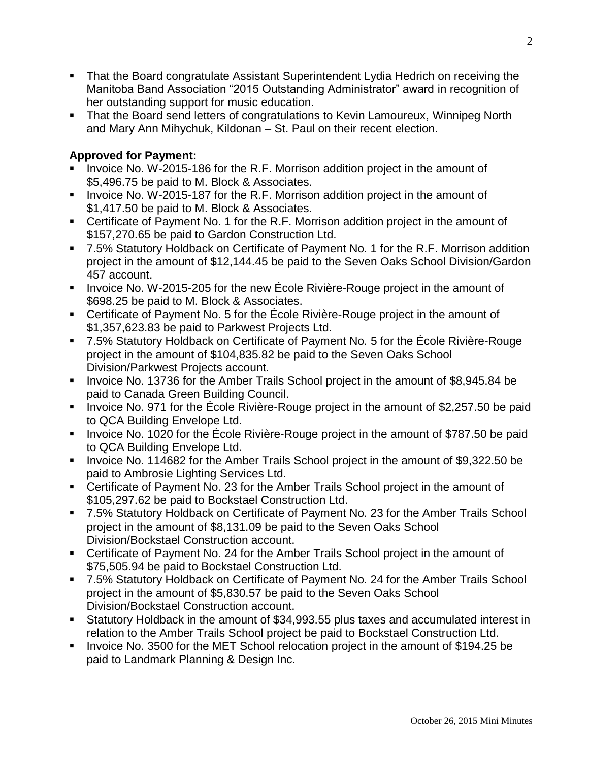- That the Board congratulate Assistant Superintendent Lydia Hedrich on receiving the Manitoba Band Association "2015 Outstanding Administrator" award in recognition of her outstanding support for music education.
- That the Board send letters of congratulations to Kevin Lamoureux, Winnipeg North and Mary Ann Mihychuk, Kildonan – St. Paul on their recent election.

**Approved for Payment:**

- Invoice No. W-2015-186 for the R.F. Morrison addition project in the amount of $5,496.75 be paid to M. Block & Associates.
- Invoice No. W-2015-187 for the R.F. Morrison addition project in the amount of $1,417.50 be paid to M. Block & Associates.
- Certificate of Payment No. 1 for the R.F. Morrison addition project in the amount of $157,270.65 be paid to Gardon Construction Ltd.
- 7.5% Statutory Holdback on Certificate of Payment No. 1 for the R.F. Morrison addition project in the amount of $12,144.45 be paid to the Seven Oaks School Division/Gardon 457 account.
- Invoice No. W-2015-205 for the new École Rivière-Rouge project in the amount of $698.25 be paid to M. Block & Associates.
- Certificate of Payment No. 5 for the École Rivière-Rouge project in the amount of $1,357,623.83 be paid to Parkwest Projects Ltd.
- 7.5% Statutory Holdback on Certificate of Payment No. 5 for the École Rivière-Rouge project in the amount of $104,835.82 be paid to the Seven Oaks School Division/Parkwest Projects account.
- Invoice No. 13736 for the Amber Trails School project in the amount of $8,945.84 be paid to Canada Green Building Council.
- Invoice No. 971 for the École Rivière-Rouge project in the amount of $2,257.50 be paid to QCA Building Envelope Ltd.
- Invoice No. 1020 for the École Rivière-Rouge project in the amount of $787.50 be paid to QCA Building Envelope Ltd.
- Invoice No. 114682 for the Amber Trails School project in the amount of $9,322.50 be paid to Ambrosie Lighting Services Ltd.
- Certificate of Payment No. 23 for the Amber Trails School project in the amount of $105,297.62 be paid to Bockstael Construction Ltd.
- 7.5% Statutory Holdback on Certificate of Payment No. 23 for the Amber Trails School project in the amount of $8,131.09 be paid to the Seven Oaks School Division/Bockstael Construction account.
- Certificate of Payment No. 24 for the Amber Trails School project in the amount of $75,505.94 be paid to Bockstael Construction Ltd.
- 7.5% Statutory Holdback on Certificate of Payment No. 24 for the Amber Trails School project in the amount of $5,830.57 be paid to the Seven Oaks School Division/Bockstael Construction account.
- Statutory Holdback in the amount of $34,993.55 plus taxes and accumulated interest in relation to the Amber Trails School project be paid to Bockstael Construction Ltd.
- Invoice No. 3500 for the MET School relocation project in the amount of $194.25 be paid to Landmark Planning & Design Inc.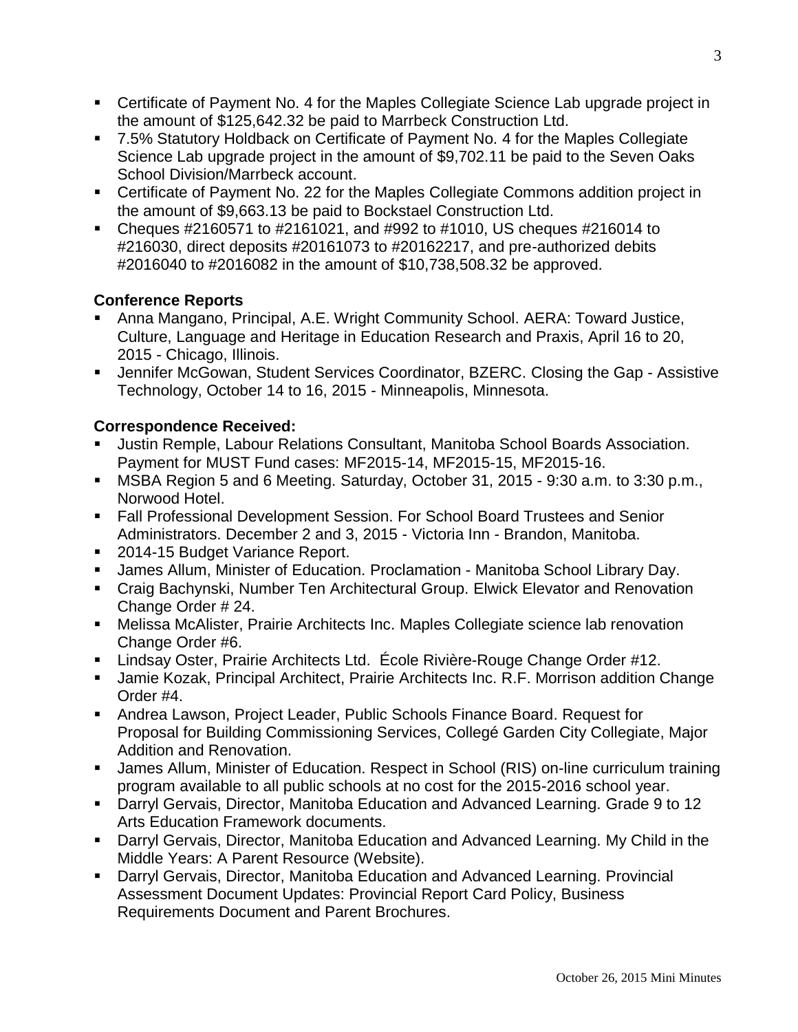- Certificate of Payment No. 4 for the Maples Collegiate Science Lab upgrade project in the amount of $125,642.32 be paid to Marrbeck Construction Ltd.
- 7.5% Statutory Holdback on Certificate of Payment No. 4 for the Maples Collegiate Science Lab upgrade project in the amount of $9,702.11 be paid to the Seven Oaks School Division/Marrbeck account.
- Certificate of Payment No. 22 for the Maples Collegiate Commons addition project in the amount of $9,663.13 be paid to Bockstael Construction Ltd.
- Cheques #2160571 to #2161021, and #992 to #1010, US cheques #216014 to #216030, direct deposits #20161073 to #20162217, and pre-authorized debits #2016040 to #2016082 in the amount of $10,738,508.32 be approved.

**Conference Reports**

- Anna Mangano, Principal, A.E. Wright Community School. AERA: Toward Justice, Culture, Language and Heritage in Education Research and Praxis, April 16 to 20, 2015 - Chicago, Illinois.
- Jennifer McGowan, Student Services Coordinator, BZERC. Closing the Gap - Assistive Technology, October 14 to 16, 2015 - Minneapolis, Minnesota.

**Correspondence Received:**

- Justin Remple, Labour Relations Consultant, Manitoba School Boards Association. Payment for MUST Fund cases: MF2015-14, MF2015-15, MF2015-16.
- MSBA Region 5 and 6 Meeting. Saturday, October 31, 2015 - 9:30 a.m. to 3:30 p.m., Norwood Hotel.
- Fall Professional Development Session. For School Board Trustees and Senior Administrators. December 2 and 3, 2015 - Victoria Inn - Brandon, Manitoba.
- 2014-15 Budget Variance Report.
- James Allum, Minister of Education. Proclamation - Manitoba School Library Day.
- Craig Bachynski, Number Ten Architectural Group. Elwick Elevator and Renovation Change Order # 24.
- Melissa McAlister, Prairie Architects Inc. Maples Collegiate science lab renovation Change Order #6.
- Lindsay Oster, Prairie Architects Ltd. École Rivière-Rouge Change Order #12.
- Jamie Kozak, Principal Architect, Prairie Architects Inc. R.F. Morrison addition Change Order #4.
- Andrea Lawson, Project Leader, Public Schools Finance Board. Request for Proposal for Building Commissioning Services, Collegé Garden City Collegiate, Major Addition and Renovation.
- James Allum, Minister of Education. Respect in School (RIS) on-line curriculum training program available to all public schools at no cost for the 2015-2016 school year.
- Darryl Gervais, Director, Manitoba Education and Advanced Learning. Grade 9 to 12 Arts Education Framework documents.
- Darryl Gervais, Director, Manitoba Education and Advanced Learning. My Child in the Middle Years: A Parent Resource (Website).
- Darryl Gervais, Director, Manitoba Education and Advanced Learning. Provincial Assessment Document Updates: Provincial Report Card Policy, Business Requirements Document and Parent Brochures.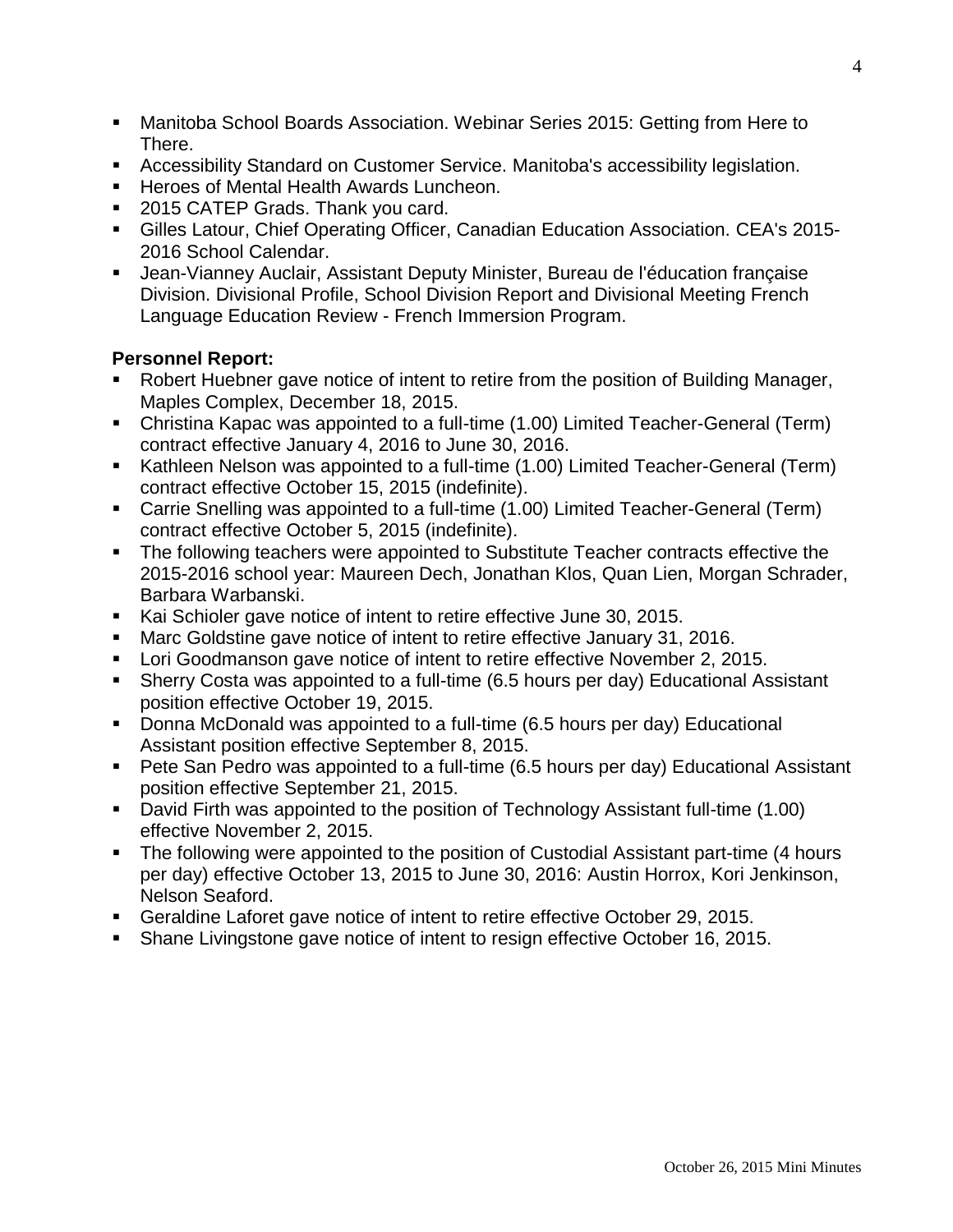- Manitoba School Boards Association. Webinar Series 2015: Getting from Here to There.
- Accessibility Standard on Customer Service. Manitoba's accessibility legislation.
- Heroes of Mental Health Awards Luncheon.
- 2015 CATEP Grads. Thank you card.
- Gilles Latour, Chief Operating Officer, Canadian Education Association. CEA's 2015-2016 School Calendar.
- Jean-Vianney Auclair, Assistant Deputy Minister, Bureau de l'éducation française Division. Divisional Profile, School Division Report and Divisional Meeting French Language Education Review - French Immersion Program.

**Personnel Report:**

- Robert Huebner gave notice of intent to retire from the position of Building Manager, Maples Complex, December 18, 2015.
- Christina Kapac was appointed to a full-time (1.00) Limited Teacher-General (Term) contract effective January 4, 2016 to June 30, 2016.
- Kathleen Nelson was appointed to a full-time (1.00) Limited Teacher-General (Term) contract effective October 15, 2015 (indefinite).
- Carrie Snelling was appointed to a full-time (1.00) Limited Teacher-General (Term) contract effective October 5, 2015 (indefinite).
- The following teachers were appointed to Substitute Teacher contracts effective the 2015-2016 school year: Maureen Dech, Jonathan Klos, Quan Lien, Morgan Schrader, Barbara Warbanski.
- Kai Schioler gave notice of intent to retire effective June 30, 2015.
- Marc Goldstine gave notice of intent to retire effective January 31, 2016.
- Lori Goodmanson gave notice of intent to retire effective November 2, 2015.
- Sherry Costa was appointed to a full-time (6.5 hours per day) Educational Assistant position effective October 19, 2015.
- Donna McDonald was appointed to a full-time (6.5 hours per day) Educational Assistant position effective September 8, 2015.
- Pete San Pedro was appointed to a full-time (6.5 hours per day) Educational Assistant position effective September 21, 2015.
- David Firth was appointed to the position of Technology Assistant full-time (1.00) effective November 2, 2015.
- The following were appointed to the position of Custodial Assistant part-time (4 hours per day) effective October 13, 2015 to June 30, 2016: Austin Horrox, Kori Jenkinson, Nelson Seaford.
- Geraldine Laforet gave notice of intent to retire effective October 29, 2015.
- Shane Livingstone gave notice of intent to resign effective October 16, 2015.